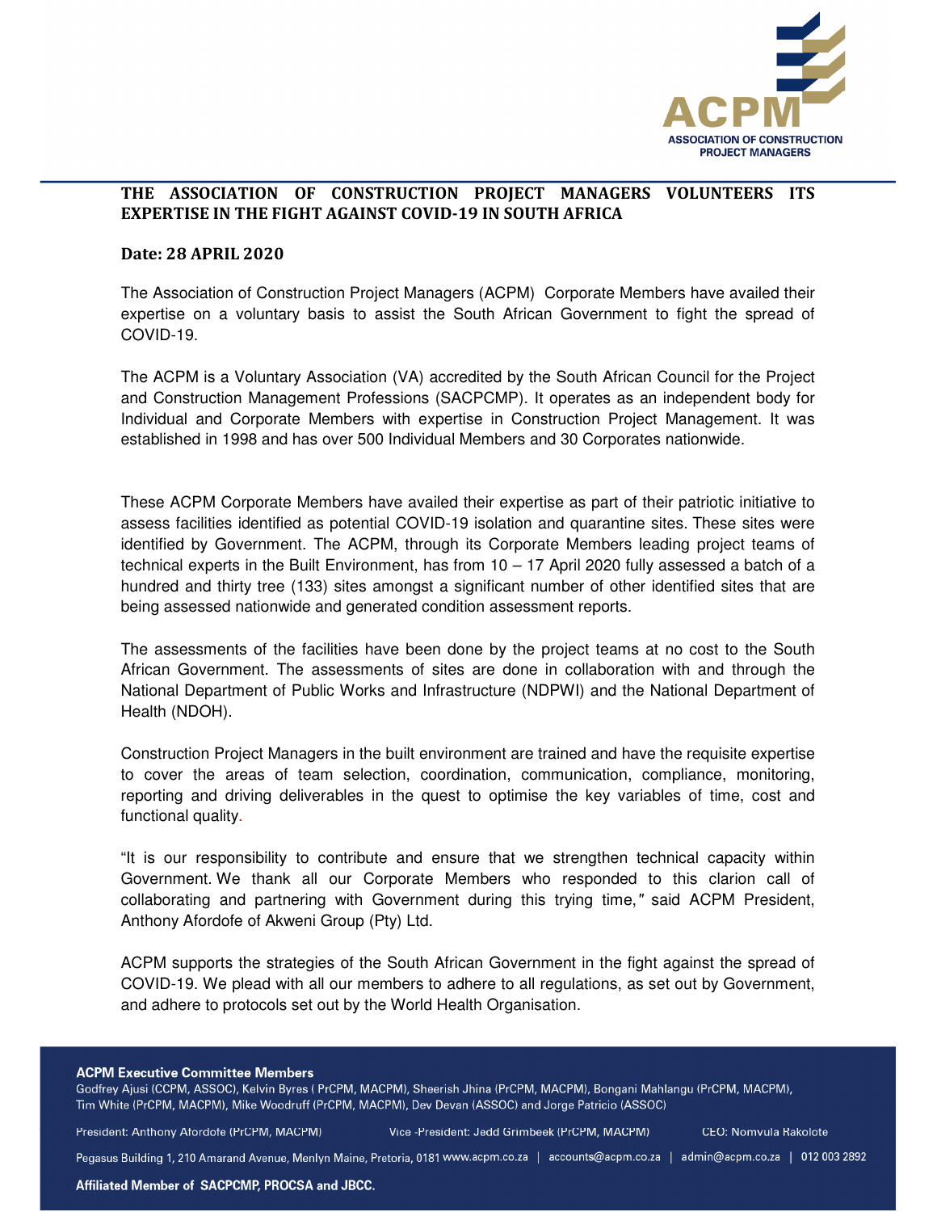# THE ASSOCIATION OF CONSTRUCTION PROJECT MANAGERS VOLUNTEERS ITS EXPERTISE IN THE FIGHT AGAINST COVID-19 IN SOUTH AFRICA

**Date: 28 APRIL 2020**

The Association of Construction Project Managers (ACPM) Corporate Members have availed their expertise on a voluntary basis to assist the South African Government to fight the spread of COVID-19.

The ACPM is a Voluntary Association (VA) accredited by the South African Council for the Project and Construction Management Professions (SACPCMP). It operates as an independent body for Individual and Corporate Members with expertise in Construction Project Management. It was established in 1998 and has over 500 Individual Members and 30 Corporates nationwide.

These ACPM Corporate Members have availed their expertise as part of their patriotic initiative to assess facilities identified as potential COVID-19 isolation and quarantine sites. These sites were identified by Government. The ACPM, through its Corporate Members leading project teams of technical experts in the Built Environment, has from 10 – 17 April 2020 fully assessed a batch of a hundred and thirty tree (133) sites amongst a significant number of other identified sites that are being assessed nationwide and generated condition assessment reports.

The assessments of the facilities have been done by the project teams at no cost to the South African Government. The assessments of sites are done in collaboration with and through the National Department of Public Works and Infrastructure (NDPWI) and the National Department of Health (NDOH).

Construction Project Managers in the built environment are trained and have the requisite expertise to cover the areas of team selection, coordination, communication, compliance, monitoring, reporting and driving deliverables in the quest to optimise the key variables of time, cost and functional quality.

"It is our responsibility to contribute and ensure that we strengthen technical capacity within Government. We thank all our Corporate Members who responded to this clarion call of collaborating and partnering with Government during this trying time," said ACPM President, Anthony Afordofe of Akweni Group (Pty) Ltd.

ACPM supports the strategies of the South African Government in the fight against the spread of COVID-19. We plead with all our members to adhere to all regulations, as set out by Government, and adhere to protocols set out by the World Health Organisation.

**ACPM Executive Committee Members**

Godfrey Ajusi (CCPM, ASSOC), Kelvin Byres ( PrCPM, MACPM), Sheerish Jhina (PrCPM, MACPM), Bongani Mahlangu (PrCPM, MACPM), Tim White (PrCPM, MACPM), Mike Woodruff (PrCPM, MACPM), Dev Devan (ASSOC) and Jorge Patricio (ASSOC)

President: Anthony Afordofe (PrCPM, MACPM) Vice -President: Jedd Grimbeek (PrCPM, MACPM) CEO: Nomvula Rakolote

Pegasus Building 1, 210 Amarand Avenue, Menlyn Maine, Pretoria, 0181 www.acpm.co.za | accounts@acpm.co.za | admin@acpm.co.za | 012 003 2892

**Affiliated Member of SACPCMP, PROCSA and JBCC.**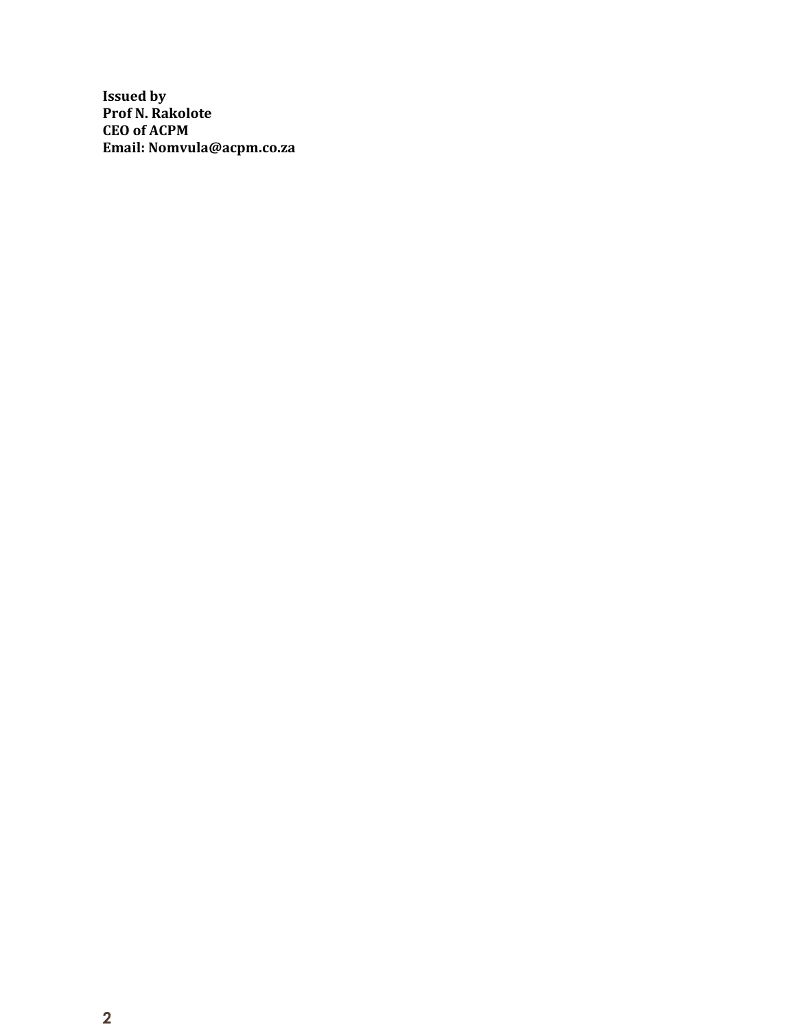**Issued by**
**Prof N. Rakolote**
**CEO of ACPM**
**Email: Nomvula@acpm.co.za**